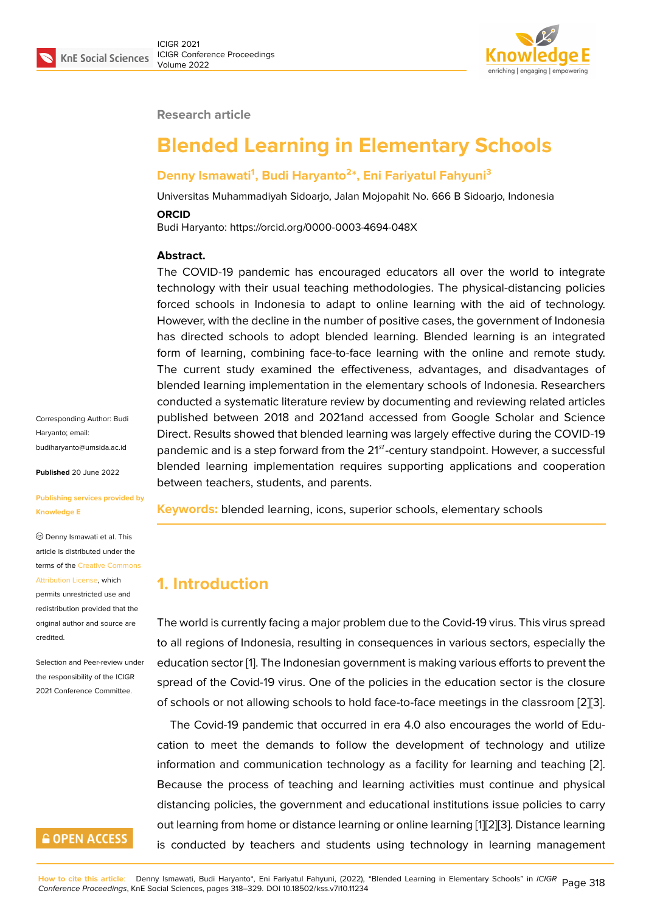Research article

# Blended Learning in Elementary Schools

**Denny Ismawati[1], Budi Haryanto[2]*, Eni Fariyatul Fahyuni[3]**

Universitas Muhammadiyah Sidoarjo, Jalan Mojopahit No. 666 B Sidoarjo, Indonesia

**ORCID**

Budi Haryanto: https://orcid.org/0000-0003-4694-048X

**Abstract.**

The COVID-19 pandemic has encouraged educators all over the world to integrate technology with their usual teaching methodologies. The physical-distancing policies forced schools in Indonesia to adapt to online learning with the aid of technology. However, with the decline in the number of positive cases, the government of Indonesia has directed schools to adopt blended learning. Blended learning is an integrated form of learning, combining face-to-face learning with the online and remote study. The current study examined the effectiveness, advantages, and disadvantages of blended learning implementation in the elementary schools of Indonesia. Researchers conducted a systematic literature review by documenting and reviewing related articles published between 2018 and 2021and accessed from Google Scholar and Science Direct. Results showed that blended learning was largely effective during the COVID-19 pandemic and is a step forward from the 21$^{st}$-century standpoint. However, a successful blended learning implementation requires supporting applications and cooperation between teachers, students, and parents.

**Keywords:** blended learning, icons, superior schools, elementary schools

Corresponding Author: Budi Haryanto; email: budiharyanto@umsida.ac.id

**Published** 20 June 2022

**Publishing services provided by Knowledge E**

© Denny Ismawati et al. This article is distributed under the terms of the Creative Commons Attribution License, which permits unrestricted use and redistribution provided that the original author and source are credited.

Selection and Peer-review under the responsibility of the ICIGR 2021 Conference Committee.

OPEN ACCESS

## 1. Introduction

The world is currently facing a major problem due to the Covid-19 virus. This virus spread to all regions of Indonesia, resulting in consequences in various sectors, especially the education sector [1]. The Indonesian government is making various efforts to prevent the spread of the Covid-19 virus. One of the policies in the education sector is the closure of schools or not allowing schools to hold face-to-face meetings in the classroom [2][3].

The Covid-19 pandemic that occurred in era 4.0 also encourages the world of Education to meet the demands to follow the development of technology and utilize information and communication technology as a facility for learning and teaching [2]. Because the process of teaching and learning activities must continue and physical distancing policies, the government and educational institutions issue policies to carry out learning from home or distance learning or online learning [1][2][3]. Distance learning is conducted by teachers and students using technology in learning management

**How to cite this article**: Denny Ismawati, Budi Haryanto*, Eni Fariyatul Fahyuni, (2022), "Blended Learning in Elementary Schools" in *ICIGR Conference Proceedings*, KnE Social Sciences, pages 318–329. DOI 10.18502/kss.v7i10.11234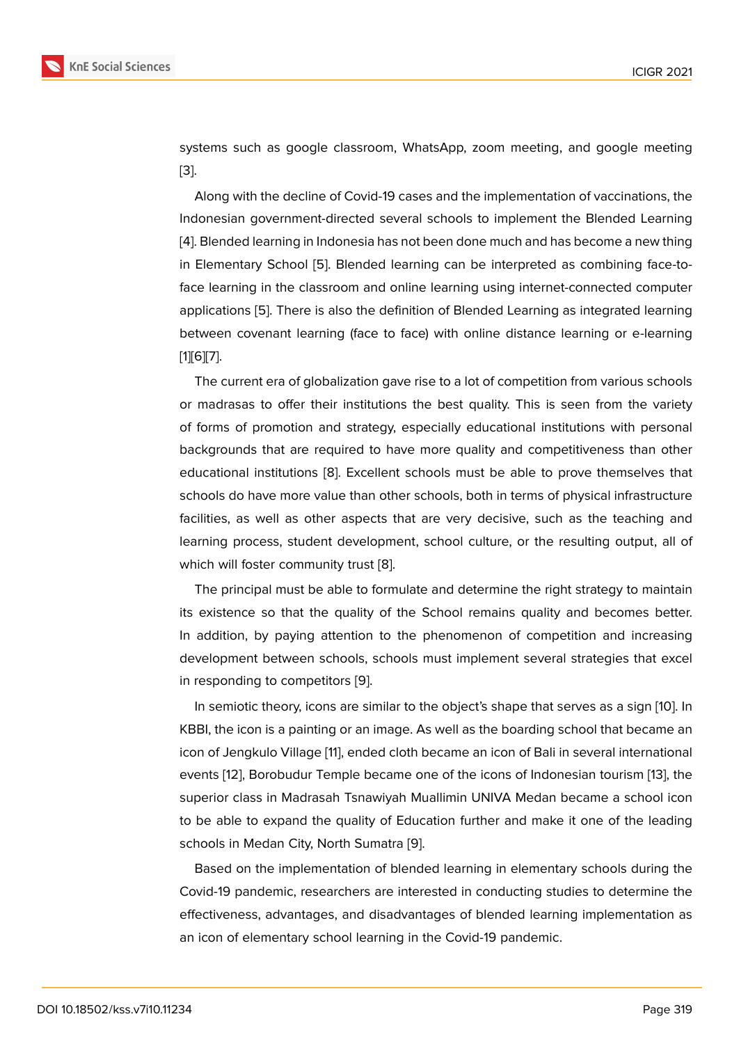systems such as google classroom, WhatsApp, zoom meeting, and google meeting [3].

Along with the decline of Covid-19 cases and the implementation of vaccinations, the Indonesian government-directed several schools to implement the Blended Learning [4]. Blended learning in Indonesia has not been done much and has become a new thing in Elementary School [5]. Blended learning can be interpreted as combining face-to-face learning in the classroom and online learning using internet-connected computer applications [5]. There is also the definition of Blended Learning as integrated learning between covenant learning (face to face) with online distance learning or e-learning [1][6][7].

The current era of globalization gave rise to a lot of competition from various schools or madrasas to offer their institutions the best quality. This is seen from the variety of forms of promotion and strategy, especially educational institutions with personal backgrounds that are required to have more quality and competitiveness than other educational institutions [8]. Excellent schools must be able to prove themselves that schools do have more value than other schools, both in terms of physical infrastructure facilities, as well as other aspects that are very decisive, such as the teaching and learning process, student development, school culture, or the resulting output, all of which will foster community trust [8].

The principal must be able to formulate and determine the right strategy to maintain its existence so that the quality of the School remains quality and becomes better. In addition, by paying attention to the phenomenon of competition and increasing development between schools, schools must implement several strategies that excel in responding to competitors [9].

In semiotic theory, icons are similar to the object's shape that serves as a sign [10]. In KBBI, the icon is a painting or an image. As well as the boarding school that became an icon of Jengkulo Village [11], ended cloth became an icon of Bali in several international events [12], Borobudur Temple became one of the icons of Indonesian tourism [13], the superior class in Madrasah Tsnawiyah Muallimin UNIVA Medan became a school icon to be able to expand the quality of Education further and make it one of the leading schools in Medan City, North Sumatra [9].

Based on the implementation of blended learning in elementary schools during the Covid-19 pandemic, researchers are interested in conducting studies to determine the effectiveness, advantages, and disadvantages of blended learning implementation as an icon of elementary school learning in the Covid-19 pandemic.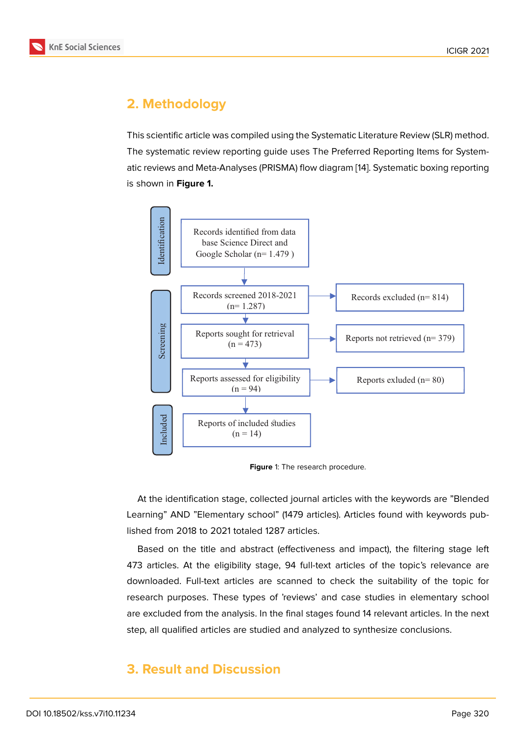## 2. Methodology

This scientific article was compiled using the Systematic Literature Review (SLR) method. The systematic review reporting guide uses The Preferred Reporting Items for Systematic reviews and Meta-Analyses (PRISMA) flow diagram [14]. Systematic boxing reporting is shown in **Figure 1.**

Identification
- Records identified from data base Science Direct and Google Scholar (n= 1.479 )

Screening
- Records screened 2018-2021 (n= 1.287) → Records excluded (n= 814)
- Reports sought for retrieval (n = 473) → Reports not retrieved (n= 379)
- Reports assessed for eligibility (n = 94) → Reports exluded (n= 80)

Included
- Reports of included studies (n = 14)

**Figure** 1: The research procedure.

At the identification stage, collected journal articles with the keywords are "Blended Learning" AND "Elementary school" (1479 articles). Articles found with keywords published from 2018 to 2021 totaled 1287 articles.

Based on the title and abstract (effectiveness and impact), the filtering stage left 473 articles. At the eligibility stage, 94 full-text articles of the topic's relevance are downloaded. Full-text articles are scanned to check the suitability of the topic for research purposes. These types of 'reviews' and case studies in elementary school are excluded from the analysis. In the final stages found 14 relevant articles. In the next step, all qualified articles are studied and analyzed to synthesize conclusions.

## 3. Result and Discussion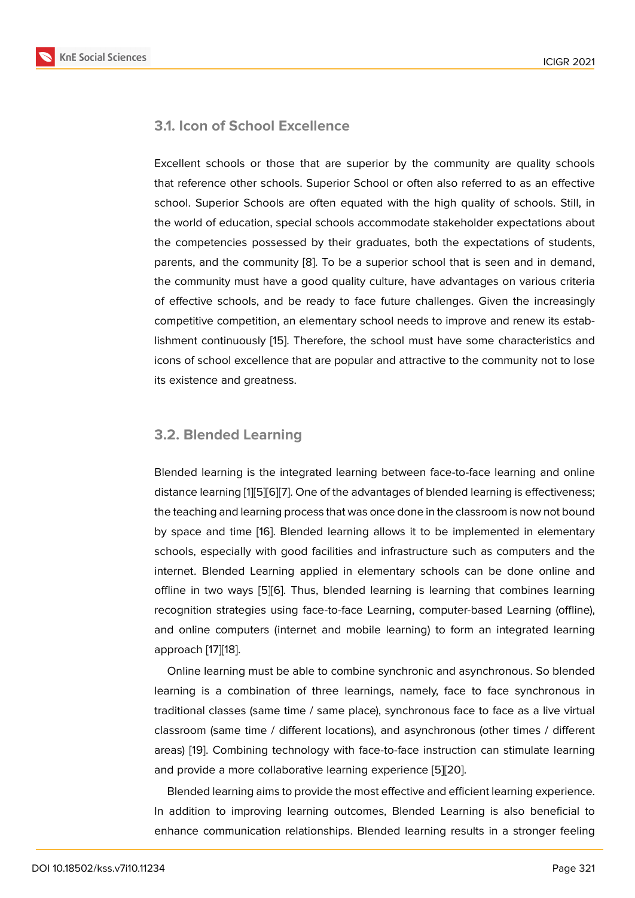### 3.1. Icon of School Excellence

Excellent schools or those that are superior by the community are quality schools that reference other schools. Superior School or often also referred to as an effective school. Superior Schools are often equated with the high quality of schools. Still, in the world of education, special schools accommodate stakeholder expectations about the competencies possessed by their graduates, both the expectations of students, parents, and the community [8]. To be a superior school that is seen and in demand, the community must have a good quality culture, have advantages on various criteria of effective schools, and be ready to face future challenges. Given the increasingly competitive competition, an elementary school needs to improve and renew its establishment continuously [15]. Therefore, the school must have some characteristics and icons of school excellence that are popular and attractive to the community not to lose its existence and greatness.

### 3.2. Blended Learning

Blended learning is the integrated learning between face-to-face learning and online distance learning [1][5][6][7]. One of the advantages of blended learning is effectiveness; the teaching and learning process that was once done in the classroom is now not bound by space and time [16]. Blended learning allows it to be implemented in elementary schools, especially with good facilities and infrastructure such as computers and the internet. Blended Learning applied in elementary schools can be done online and offline in two ways [5][6]. Thus, blended learning is learning that combines learning recognition strategies using face-to-face Learning, computer-based Learning (offline), and online computers (internet and mobile learning) to form an integrated learning approach [17][18].

Online learning must be able to combine synchronic and asynchronous. So blended learning is a combination of three learnings, namely, face to face synchronous in traditional classes (same time / same place), synchronous face to face as a live virtual classroom (same time / different locations), and asynchronous (other times / different areas) [19]. Combining technology with face-to-face instruction can stimulate learning and provide a more collaborative learning experience [5][20].

Blended learning aims to provide the most effective and efficient learning experience. In addition to improving learning outcomes, Blended Learning is also beneficial to enhance communication relationships. Blended learning results in a stronger feeling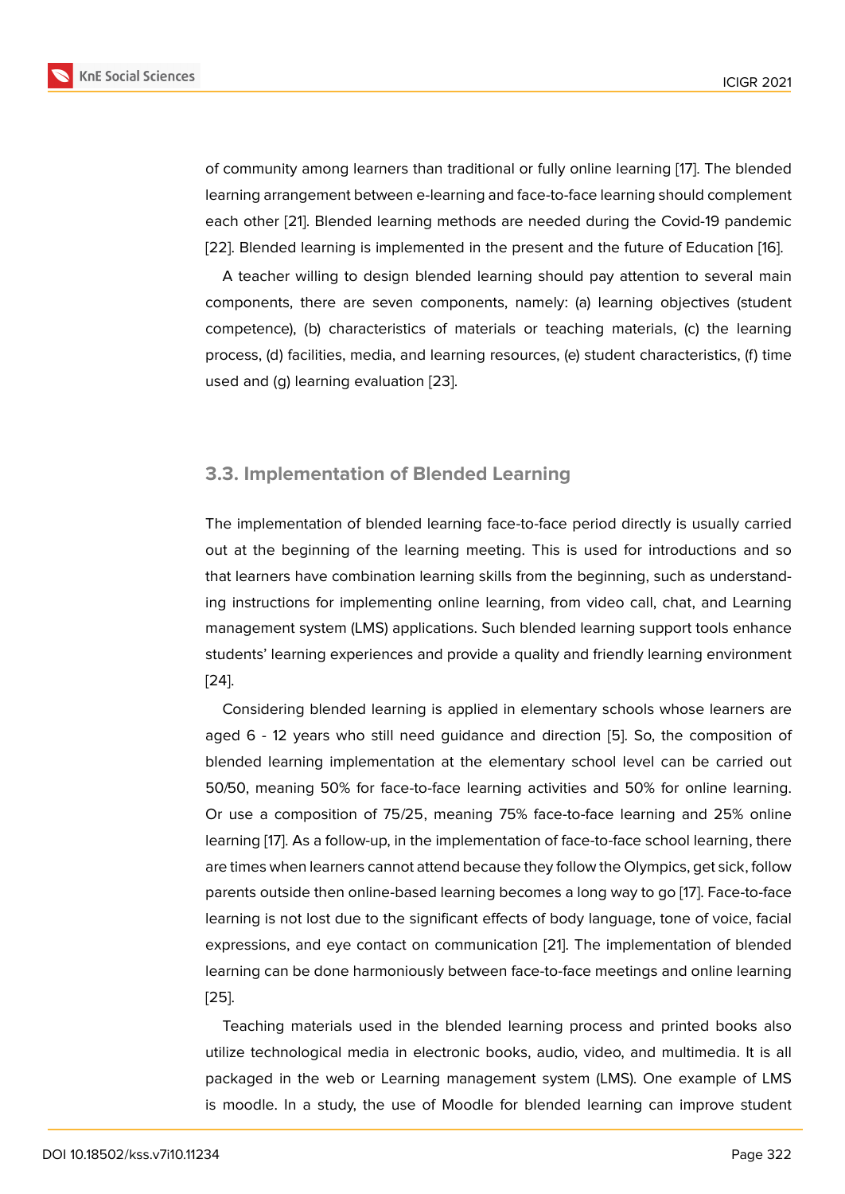of community among learners than traditional or fully online learning [17]. The blended learning arrangement between e-learning and face-to-face learning should complement each other [21]. Blended learning methods are needed during the Covid-19 pandemic [22]. Blended learning is implemented in the present and the future of Education [16].

A teacher willing to design blended learning should pay attention to several main components, there are seven components, namely: (a) learning objectives (student competence), (b) characteristics of materials or teaching materials, (c) the learning process, (d) facilities, media, and learning resources, (e) student characteristics, (f) time used and (g) learning evaluation [23].

### 3.3. Implementation of Blended Learning

The implementation of blended learning face-to-face period directly is usually carried out at the beginning of the learning meeting. This is used for introductions and so that learners have combination learning skills from the beginning, such as understanding instructions for implementing online learning, from video call, chat, and Learning management system (LMS) applications. Such blended learning support tools enhance students' learning experiences and provide a quality and friendly learning environment [24].

Considering blended learning is applied in elementary schools whose learners are aged 6 - 12 years who still need guidance and direction [5]. So, the composition of blended learning implementation at the elementary school level can be carried out 50/50, meaning 50% for face-to-face learning activities and 50% for online learning. Or use a composition of 75/25, meaning 75% face-to-face learning and 25% online learning [17]. As a follow-up, in the implementation of face-to-face school learning, there are times when learners cannot attend because they follow the Olympics, get sick, follow parents outside then online-based learning becomes a long way to go [17]. Face-to-face learning is not lost due to the significant effects of body language, tone of voice, facial expressions, and eye contact on communication [21]. The implementation of blended learning can be done harmoniously between face-to-face meetings and online learning [25].

Teaching materials used in the blended learning process and printed books also utilize technological media in electronic books, audio, video, and multimedia. It is all packaged in the web or Learning management system (LMS). One example of LMS is moodle. In a study, the use of Moodle for blended learning can improve student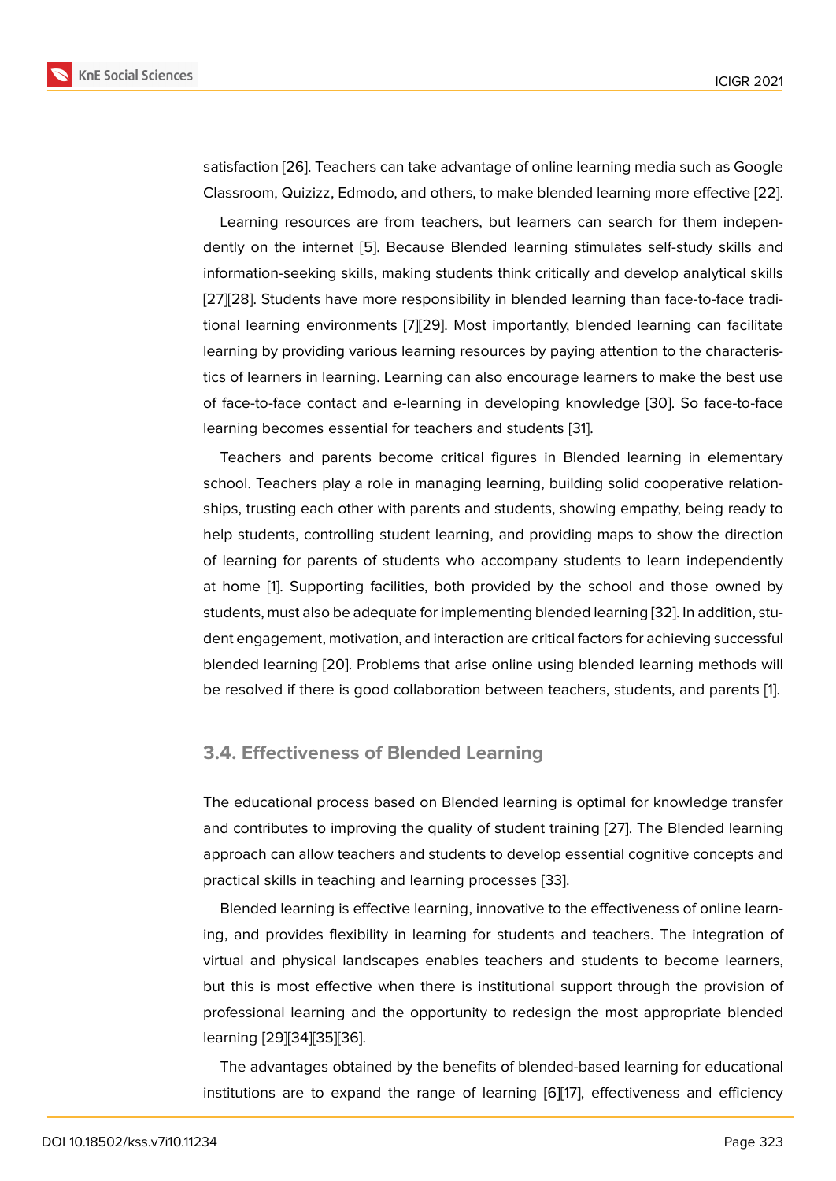satisfaction [26]. Teachers can take advantage of online learning media such as Google Classroom, Quizizz, Edmodo, and others, to make blended learning more effective [22].

Learning resources are from teachers, but learners can search for them independently on the internet [5]. Because Blended learning stimulates self-study skills and information-seeking skills, making students think critically and develop analytical skills [27][28]. Students have more responsibility in blended learning than face-to-face traditional learning environments [7][29]. Most importantly, blended learning can facilitate learning by providing various learning resources by paying attention to the characteristics of learners in learning. Learning can also encourage learners to make the best use of face-to-face contact and e-learning in developing knowledge [30]. So face-to-face learning becomes essential for teachers and students [31].

Teachers and parents become critical figures in Blended learning in elementary school. Teachers play a role in managing learning, building solid cooperative relationships, trusting each other with parents and students, showing empathy, being ready to help students, controlling student learning, and providing maps to show the direction of learning for parents of students who accompany students to learn independently at home [1]. Supporting facilities, both provided by the school and those owned by students, must also be adequate for implementing blended learning [32]. In addition, student engagement, motivation, and interaction are critical factors for achieving successful blended learning [20]. Problems that arise online using blended learning methods will be resolved if there is good collaboration between teachers, students, and parents [1].

### 3.4. Effectiveness of Blended Learning

The educational process based on Blended learning is optimal for knowledge transfer and contributes to improving the quality of student training [27]. The Blended learning approach can allow teachers and students to develop essential cognitive concepts and practical skills in teaching and learning processes [33].

Blended learning is effective learning, innovative to the effectiveness of online learning, and provides flexibility in learning for students and teachers. The integration of virtual and physical landscapes enables teachers and students to become learners, but this is most effective when there is institutional support through the provision of professional learning and the opportunity to redesign the most appropriate blended learning [29][34][35][36].

The advantages obtained by the benefits of blended-based learning for educational institutions are to expand the range of learning [6][17], effectiveness and efficiency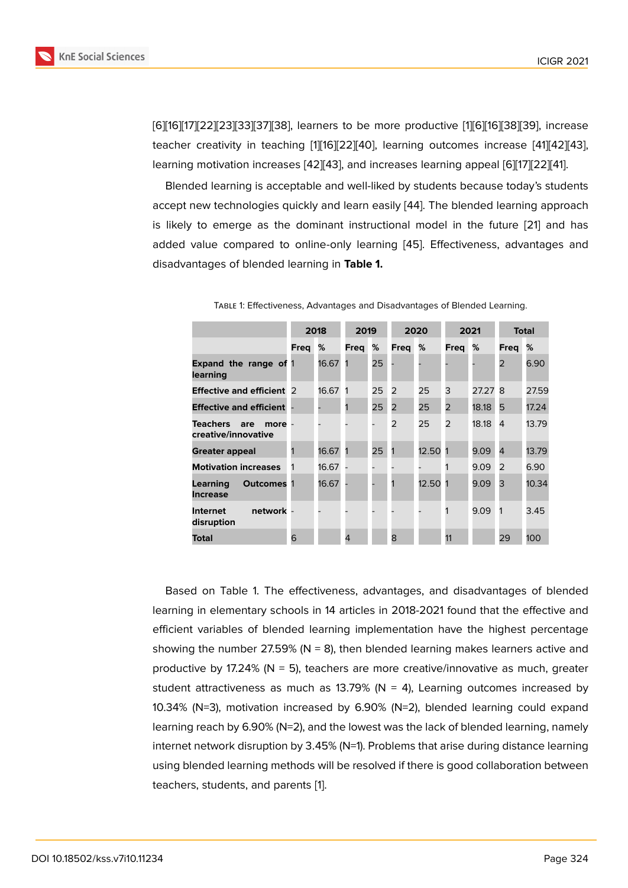[6][16][17][22][23][33][37][38], learners to be more productive [1][6][16][38][39], increase teacher creativity in teaching [1][16][22][40], learning outcomes increase [41][42][43], learning motivation increases [42][43], and increases learning appeal [6][17][22][41].

Blended learning is acceptable and well-liked by students because today's students accept new technologies quickly and learn easily [44]. The blended learning approach is likely to emerge as the dominant instructional model in the future [21] and has added value compared to online-only learning [45]. Effectiveness, advantages and disadvantages of blended learning in **Table 1.**

Table 1: Effectiveness, Advantages and Disadvantages of Blended Learning.

| | 2018 | | 2019 | | 2020 | | 2021 | | Total | |
|---|---|---|---|---|---|---|---|---|---|---|
| | Freq | % | Freq | % | Freq | % | Freq | % | Freq | % |
| **Expand the range of learning** | 1 | 16.67 | 1 | 25 | - | - | - | - | 2 | 6.90 |
| **Effective and efficient** | 2 | 16.67 | 1 | 25 | 2 | 25 | 3 | 27.27 | 8 | 27.59 |
| **Effective and efficient** | - | - | 1 | 25 | 2 | 25 | 2 | 18.18 | 5 | 17.24 |
| **Teachers are more creative/innovative** | - | - | - | - | 2 | 25 | 2 | 18.18 | 4 | 13.79 |
| **Greater appeal** | 1 | 16.67 | 1 | 25 | 1 | 12.50 | 1 | 9.09 | 4 | 13.79 |
| **Motivation increases** | 1 | 16.67 | - | - | - | - | 1 | 9.09 | 2 | 6.90 |
| **Learning Outcomes Increase** | 1 | 16.67 | - | - | 1 | 12.50 | 1 | 9.09 | 3 | 10.34 |
| **Internet network disruption** | - | - | - | - | - | - | 1 | 9.09 | 1 | 3.45 |
| **Total** | 6 | | 4 | | 8 | | 11 | | 29 | 100 |

Based on Table 1. The effectiveness, advantages, and disadvantages of blended learning in elementary schools in 14 articles in 2018-2021 found that the effective and efficient variables of blended learning implementation have the highest percentage showing the number 27.59% (N = 8), then blended learning makes learners active and productive by 17.24% (N = 5), teachers are more creative/innovative as much, greater student attractiveness as much as 13.79% (N = 4), Learning outcomes increased by 10.34% (N=3), motivation increased by 6.90% (N=2), blended learning could expand learning reach by 6.90% (N=2), and the lowest was the lack of blended learning, namely internet network disruption by 3.45% (N=1). Problems that arise during distance learning using blended learning methods will be resolved if there is good collaboration between teachers, students, and parents [1].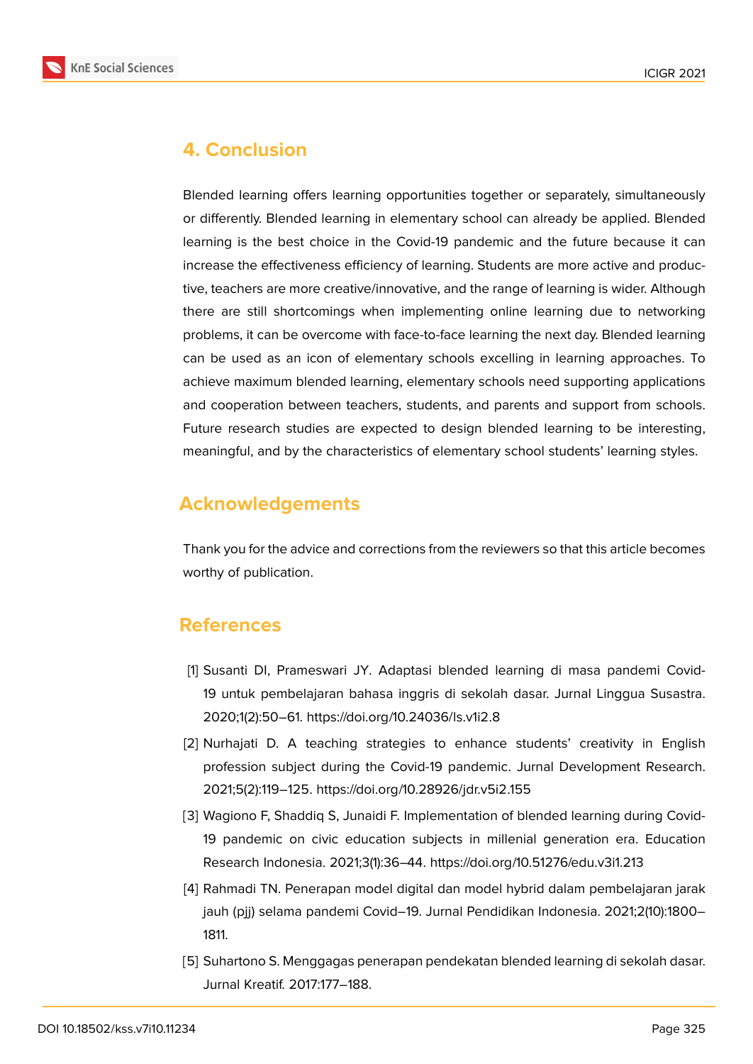## 4. Conclusion

Blended learning offers learning opportunities together or separately, simultaneously or differently. Blended learning in elementary school can already be applied. Blended learning is the best choice in the Covid-19 pandemic and the future because it can increase the effectiveness efficiency of learning. Students are more active and productive, teachers are more creative/innovative, and the range of learning is wider. Although there are still shortcomings when implementing online learning due to networking problems, it can be overcome with face-to-face learning the next day. Blended learning can be used as an icon of elementary schools excelling in learning approaches. To achieve maximum blended learning, elementary schools need supporting applications and cooperation between teachers, students, and parents and support from schools. Future research studies are expected to design blended learning to be interesting, meaningful, and by the characteristics of elementary school students' learning styles.

## Acknowledgements

Thank you for the advice and corrections from the reviewers so that this article becomes worthy of publication.

## References

[1] Susanti DI, Prameswari JY. Adaptasi blended learning di masa pandemi Covid-19 untuk pembelajaran bahasa inggris di sekolah dasar. Jurnal Linggua Susastra. 2020;1(2):50–61. https://doi.org/10.24036/ls.v1i2.8

[2] Nurhajati D. A teaching strategies to enhance students' creativity in English profession subject during the Covid-19 pandemic. Jurnal Development Research. 2021;5(2):119–125. https://doi.org/10.28926/jdr.v5i2.155

[3] Wagiono F, Shaddiq S, Junaidi F. Implementation of blended learning during Covid-19 pandemic on civic education subjects in millenial generation era. Education Research Indonesia. 2021;3(1):36–44. https://doi.org/10.51276/edu.v3i1.213

[4] Rahmadi TN. Penerapan model digital dan model hybrid dalam pembelajaran jarak jauh (pjj) selama pandemi Covid–19. Jurnal Pendidikan Indonesia. 2021;2(10):1800–1811.

[5] Suhartono S. Menggagas penerapan pendekatan blended learning di sekolah dasar. Jurnal Kreatif. 2017:177–188.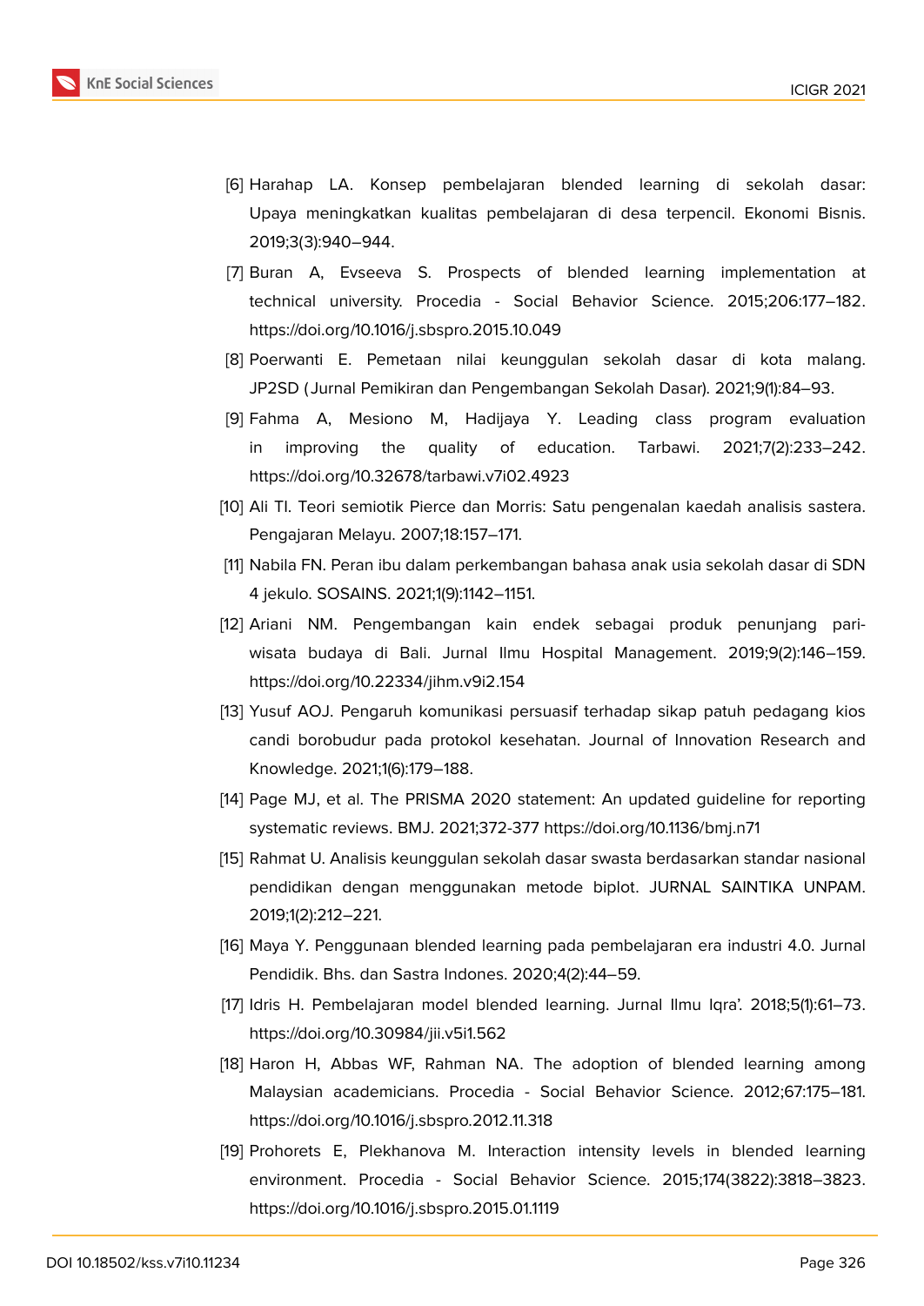[6] Harahap LA. Konsep pembelajaran blended learning di sekolah dasar: Upaya meningkatkan kualitas pembelajaran di desa terpencil. Ekonomi Bisnis. 2019;3(3):940–944.

[7] Buran A, Evseeva S. Prospects of blended learning implementation at technical university. Procedia - Social Behavior Science. 2015;206:177–182. https://doi.org/10.1016/j.sbspro.2015.10.049

[8] Poerwanti E. Pemetaan nilai keunggulan sekolah dasar di kota malang. JP2SD (Jurnal Pemikiran dan Pengembangan Sekolah Dasar). 2021;9(1):84–93.

[9] Fahma A, Mesiono M, Hadijaya Y. Leading class program evaluation in improving the quality of education. Tarbawi. 2021;7(2):233–242. https://doi.org/10.32678/tarbawi.v7i02.4923

[10] Ali TI. Teori semiotik Pierce dan Morris: Satu pengenalan kaedah analisis sastera. Pengajaran Melayu. 2007;18:157–171.

[11] Nabila FN. Peran ibu dalam perkembangan bahasa anak usia sekolah dasar di SDN 4 jekulo. SOSAINS. 2021;1(9):1142–1151.

[12] Ariani NM. Pengembangan kain endek sebagai produk penunjang pari-wisata budaya di Bali. Jurnal Ilmu Hospital Management. 2019;9(2):146–159. https://doi.org/10.22334/jihm.v9i2.154

[13] Yusuf AOJ. Pengaruh komunikasi persuasif terhadap sikap patuh pedagang kios candi borobudur pada protokol kesehatan. Journal of Innovation Research and Knowledge. 2021;1(6):179–188.

[14] Page MJ, et al. The PRISMA 2020 statement: An updated guideline for reporting systematic reviews. BMJ. 2021;372-377 https://doi.org/10.1136/bmj.n71

[15] Rahmat U. Analisis keunggulan sekolah dasar swasta berdasarkan standar nasional pendidikan dengan menggunakan metode biplot. JURNAL SAINTIKA UNPAM. 2019;1(2):212–221.

[16] Maya Y. Penggunaan blended learning pada pembelajaran era industri 4.0. Jurnal Pendidik. Bhs. dan Sastra Indones. 2020;4(2):44–59.

[17] Idris H. Pembelajaran model blended learning. Jurnal Ilmu Iqra'. 2018;5(1):61–73. https://doi.org/10.30984/jii.v5i1.562

[18] Haron H, Abbas WF, Rahman NA. The adoption of blended learning among Malaysian academicians. Procedia - Social Behavior Science. 2012;67:175–181. https://doi.org/10.1016/j.sbspro.2012.11.318

[19] Prohorets E, Plekhanova M. Interaction intensity levels in blended learning environment. Procedia - Social Behavior Science. 2015;174(3822):3818–3823. https://doi.org/10.1016/j.sbspro.2015.01.1119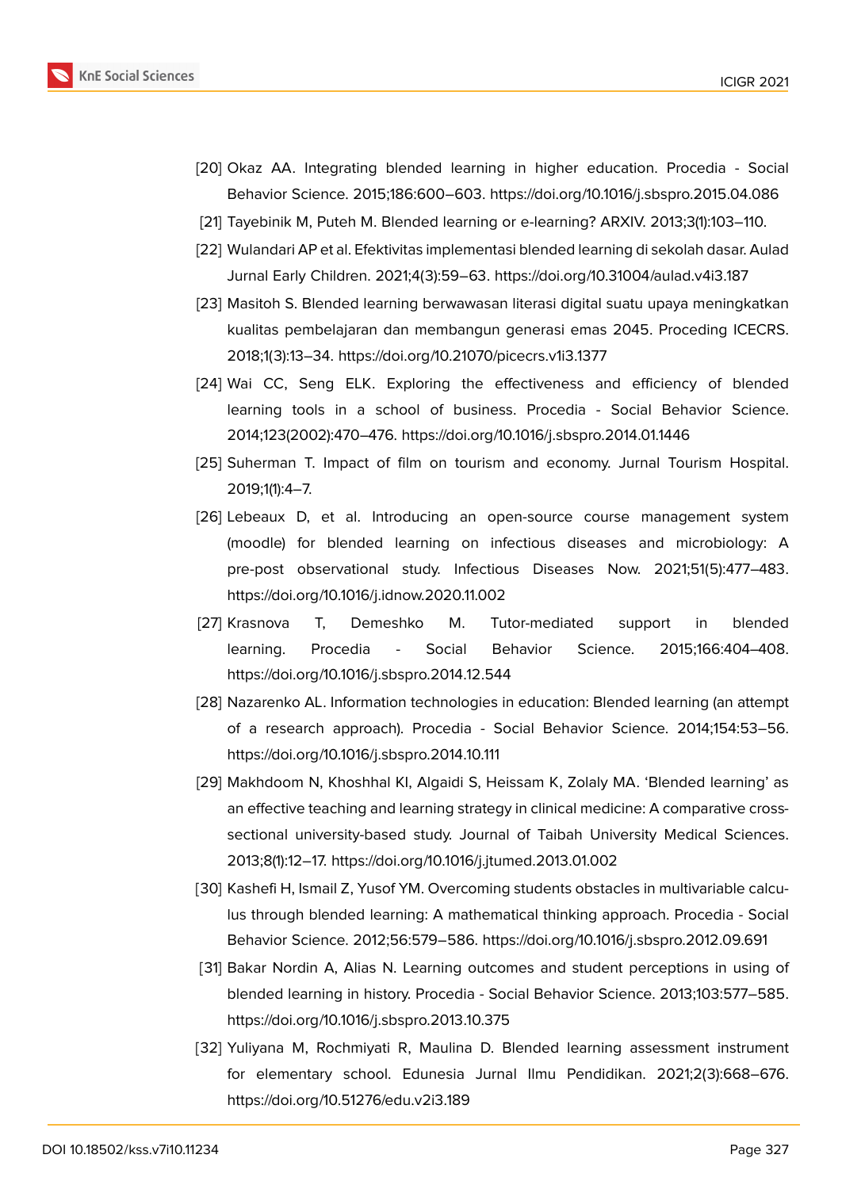[20] Okaz AA. Integrating blended learning in higher education. Procedia - Social Behavior Science. 2015;186:600–603. https://doi.org/10.1016/j.sbspro.2015.04.086

[21] Tayebinik M, Puteh M. Blended learning or e-learning? ARXIV. 2013;3(1):103–110.

[22] Wulandari AP et al. Efektivitas implementasi blended learning di sekolah dasar. Aulad Jurnal Early Children. 2021;4(3):59–63. https://doi.org/10.31004/aulad.v4i3.187

[23] Masitoh S. Blended learning berwawasan literasi digital suatu upaya meningkatkan kualitas pembelajaran dan membangun generasi emas 2045. Proceding ICECRS. 2018;1(3):13–34. https://doi.org/10.21070/picecrs.v1i3.1377

[24] Wai CC, Seng ELK. Exploring the effectiveness and efficiency of blended learning tools in a school of business. Procedia - Social Behavior Science. 2014;123(2002):470–476. https://doi.org/10.1016/j.sbspro.2014.01.1446

[25] Suherman T. Impact of film on tourism and economy. Jurnal Tourism Hospital. 2019;1(1):4–7.

[26] Lebeaux D, et al. Introducing an open-source course management system (moodle) for blended learning on infectious diseases and microbiology: A pre-post observational study. Infectious Diseases Now. 2021;51(5):477–483. https://doi.org/10.1016/j.idnow.2020.11.002

[27] Krasnova T, Demeshko M. Tutor-mediated support in blended learning. Procedia - Social Behavior Science. 2015;166:404–408. https://doi.org/10.1016/j.sbspro.2014.12.544

[28] Nazarenko AL. Information technologies in education: Blended learning (an attempt of a research approach). Procedia - Social Behavior Science. 2014;154:53–56. https://doi.org/10.1016/j.sbspro.2014.10.111

[29] Makhdoom N, Khoshhal KI, Algaidi S, Heissam K, Zolaly MA. 'Blended learning' as an effective teaching and learning strategy in clinical medicine: A comparative cross-sectional university-based study. Journal of Taibah University Medical Sciences. 2013;8(1):12–17. https://doi.org/10.1016/j.jtumed.2013.01.002

[30] Kashefi H, Ismail Z, Yusof YM. Overcoming students obstacles in multivariable calculus through blended learning: A mathematical thinking approach. Procedia - Social Behavior Science. 2012;56:579–586. https://doi.org/10.1016/j.sbspro.2012.09.691

[31] Bakar Nordin A, Alias N. Learning outcomes and student perceptions in using of blended learning in history. Procedia - Social Behavior Science. 2013;103:577–585. https://doi.org/10.1016/j.sbspro.2013.10.375

[32] Yuliyana M, Rochmiyati R, Maulina D. Blended learning assessment instrument for elementary school. Edunesia Jurnal Ilmu Pendidikan. 2021;2(3):668–676. https://doi.org/10.51276/edu.v2i3.189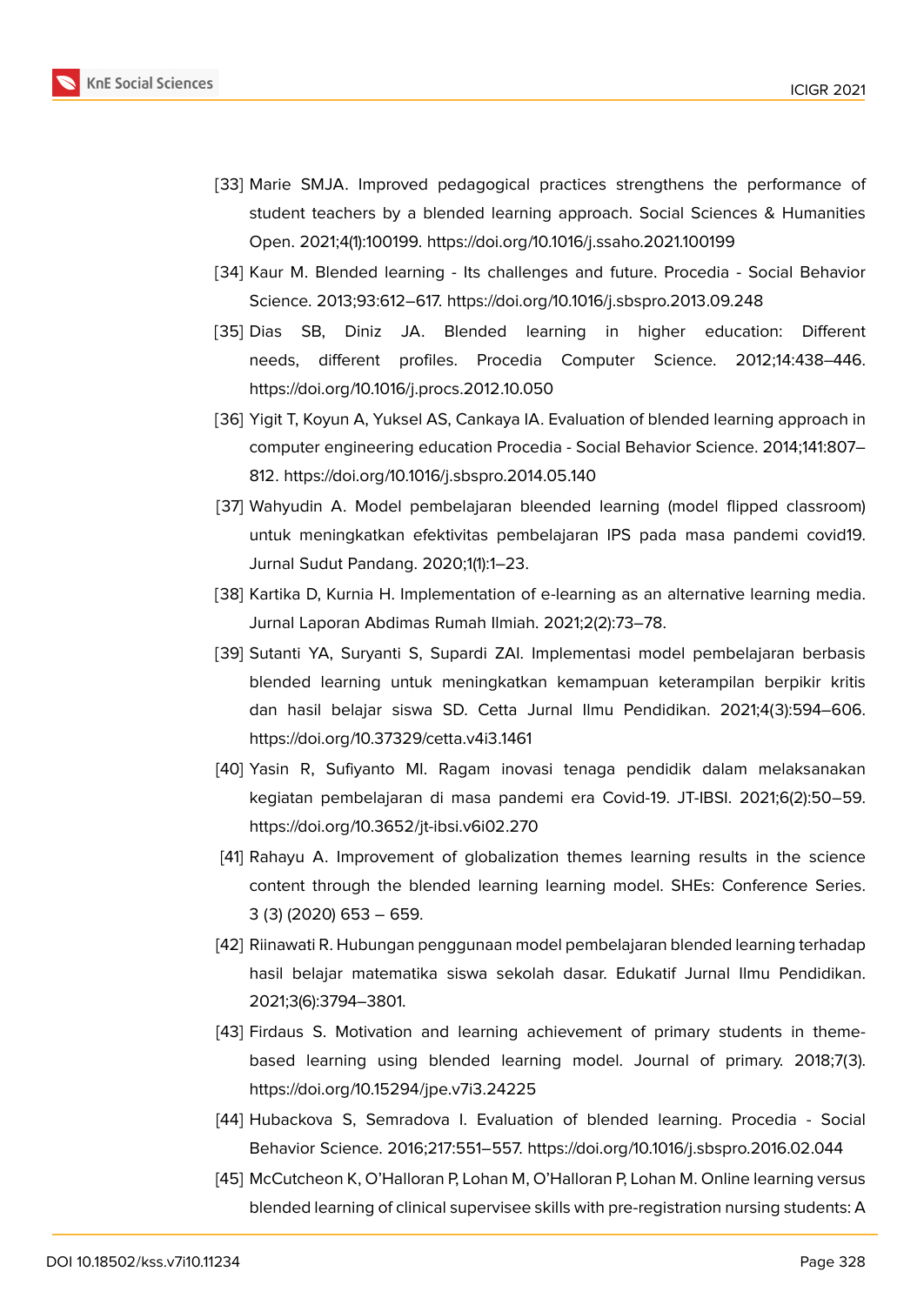[33] Marie SMJA. Improved pedagogical practices strengthens the performance of student teachers by a blended learning approach. Social Sciences & Humanities Open. 2021;4(1):100199. https://doi.org/10.1016/j.ssaho.2021.100199

[34] Kaur M. Blended learning - Its challenges and future. Procedia - Social Behavior Science. 2013;93:612–617. https://doi.org/10.1016/j.sbspro.2013.09.248

[35] Dias SB, Diniz JA. Blended learning in higher education: Different needs, different profiles. Procedia Computer Science. 2012;14:438–446. https://doi.org/10.1016/j.procs.2012.10.050

[36] Yigit T, Koyun A, Yuksel AS, Cankaya IA. Evaluation of blended learning approach in computer engineering education Procedia - Social Behavior Science. 2014;141:807–812. https://doi.org/10.1016/j.sbspro.2014.05.140

[37] Wahyudin A. Model pembelajaran bleended learning (model flipped classroom) untuk meningkatkan efektivitas pembelajaran IPS pada masa pandemi covid19. Jurnal Sudut Pandang. 2020;1(1):1–23.

[38] Kartika D, Kurnia H. Implementation of e-learning as an alternative learning media. Jurnal Laporan Abdimas Rumah Ilmiah. 2021;2(2):73–78.

[39] Sutanti YA, Suryanti S, Supardi ZAI. Implementasi model pembelajaran berbasis blended learning untuk meningkatkan kemampuan keterampilan berpikir kritis dan hasil belajar siswa SD. Cetta Jurnal Ilmu Pendidikan. 2021;4(3):594–606. https://doi.org/10.37329/cetta.v4i3.1461

[40] Yasin R, Sufiyanto MI. Ragam inovasi tenaga pendidik dalam melaksanakan kegiatan pembelajaran di masa pandemi era Covid-19. JT-IBSI. 2021;6(2):50–59. https://doi.org/10.3652/jt-ibsi.v6i02.270

[41] Rahayu A. Improvement of globalization themes learning results in the science content through the blended learning learning model. SHEs: Conference Series. 3 (3) (2020) 653 – 659.

[42] Riinawati R. Hubungan penggunaan model pembelajaran blended learning terhadap hasil belajar matematika siswa sekolah dasar. Edukatif Jurnal Ilmu Pendidikan. 2021;3(6):3794–3801.

[43] Firdaus S. Motivation and learning achievement of primary students in theme-based learning using blended learning model. Journal of primary. 2018;7(3). https://doi.org/10.15294/jpe.v7i3.24225

[44] Hubackova S, Semradova I. Evaluation of blended learning. Procedia - Social Behavior Science. 2016;217:551–557. https://doi.org/10.1016/j.sbspro.2016.02.044

[45] McCutcheon K, O'Halloran P, Lohan M, O'Halloran P, Lohan M. Online learning versus blended learning of clinical supervisee skills with pre-registration nursing students: A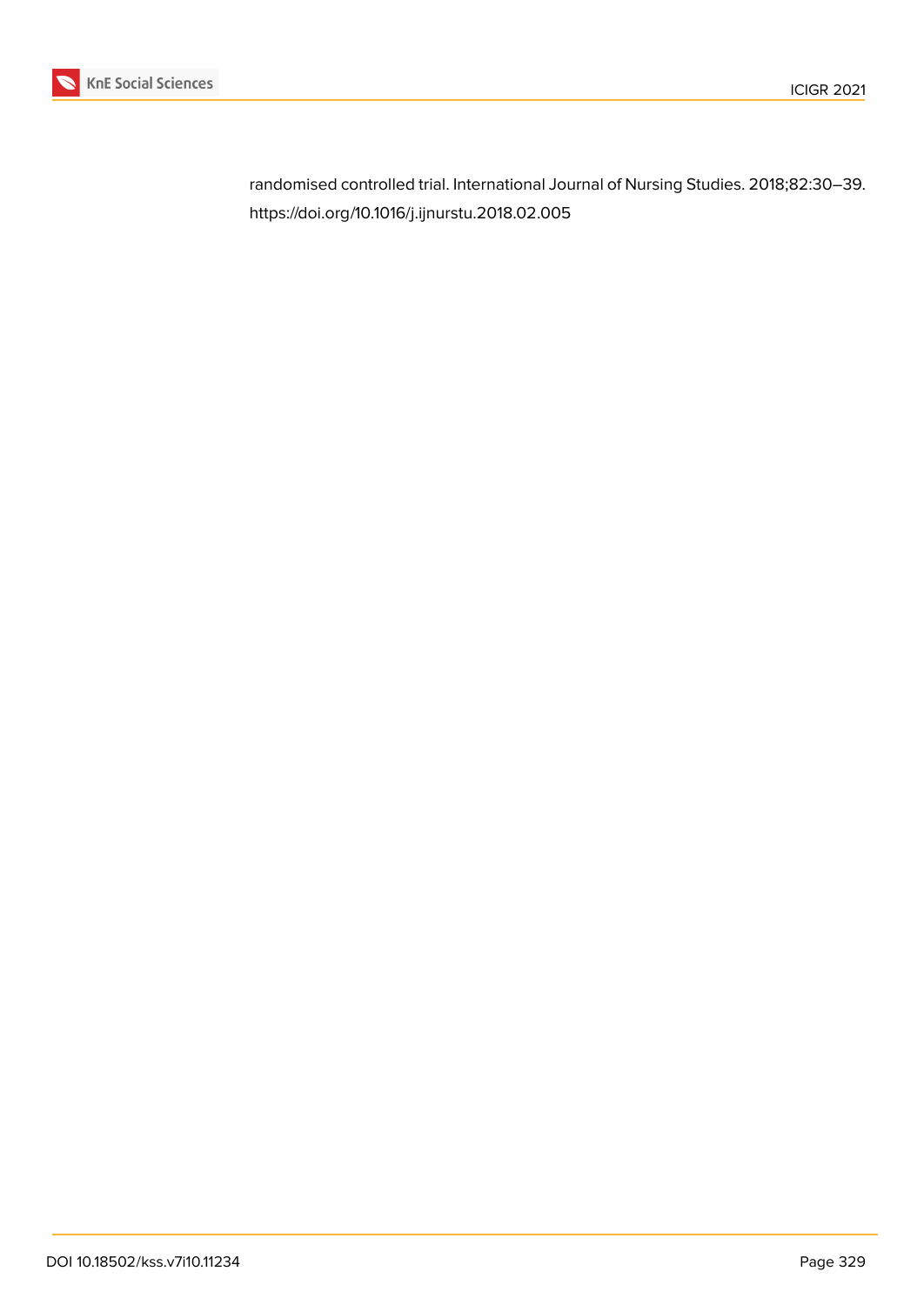randomised controlled trial. International Journal of Nursing Studies. 2018;82:30–39. https://doi.org/10.1016/j.ijnurstu.2018.02.005